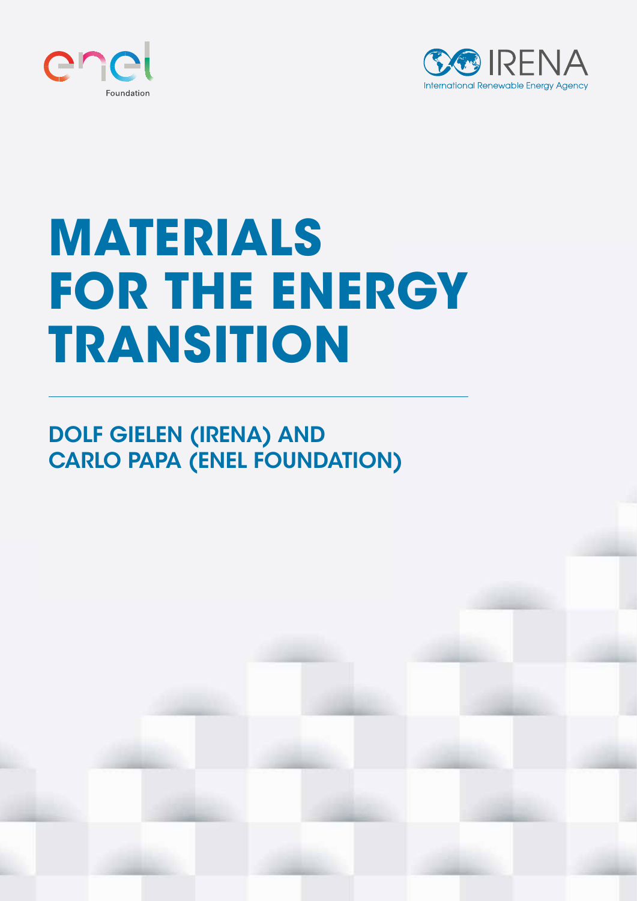enel Foundation

IRENA
International Renewable Energy Agency

# MATERIALS FOR THE ENERGY TRANSITION

## DOLF GIELEN (IRENA) AND CARLO PAPA (ENEL FOUNDATION)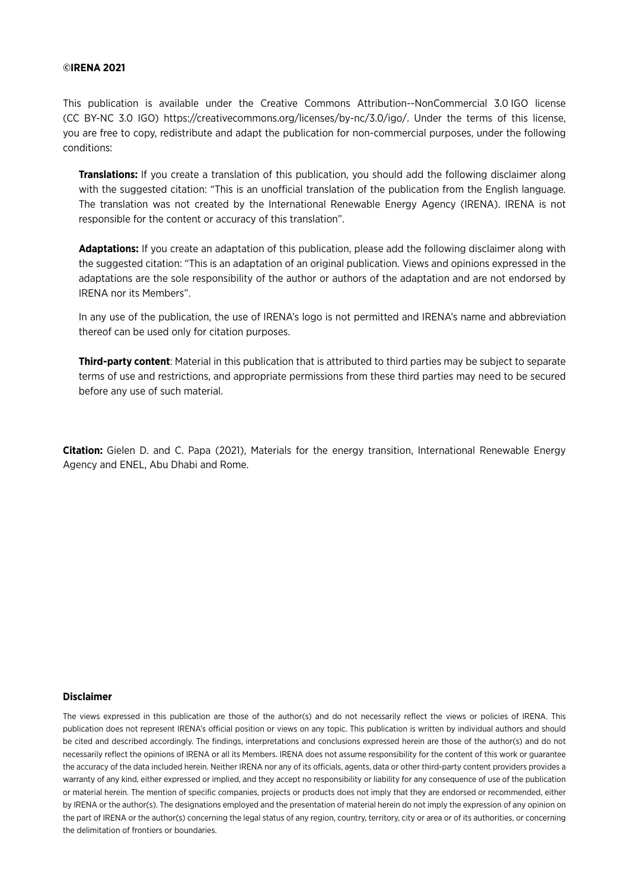**©IRENA 2021**

This publication is available under the Creative Commons Attribution--NonCommercial 3.0 IGO license (CC BY-NC 3.0 IGO) https://creativecommons.org/licenses/by-nc/3.0/igo/. Under the terms of this license, you are free to copy, redistribute and adapt the publication for non-commercial purposes, under the following conditions:

**Translations:** If you create a translation of this publication, you should add the following disclaimer along with the suggested citation: "This is an unofficial translation of the publication from the English language. The translation was not created by the International Renewable Energy Agency (IRENA). IRENA is not responsible for the content or accuracy of this translation".

**Adaptations:** If you create an adaptation of this publication, please add the following disclaimer along with the suggested citation: "This is an adaptation of an original publication. Views and opinions expressed in the adaptations are the sole responsibility of the author or authors of the adaptation and are not endorsed by IRENA nor its Members".

In any use of the publication, the use of IRENA's logo is not permitted and IRENA's name and abbreviation thereof can be used only for citation purposes.

**Third-party content**: Material in this publication that is attributed to third parties may be subject to separate terms of use and restrictions, and appropriate permissions from these third parties may need to be secured before any use of such material.

**Citation:** Gielen D. and C. Papa (2021), Materials for the energy transition, International Renewable Energy Agency and ENEL, Abu Dhabi and Rome.

**Disclaimer**

The views expressed in this publication are those of the author(s) and do not necessarily reflect the views or policies of IRENA. This publication does not represent IRENA's official position or views on any topic. This publication is written by individual authors and should be cited and described accordingly. The findings, interpretations and conclusions expressed herein are those of the author(s) and do not necessarily reflect the opinions of IRENA or all its Members. IRENA does not assume responsibility for the content of this work or guarantee the accuracy of the data included herein. Neither IRENA nor any of its officials, agents, data or other third-party content providers provides a warranty of any kind, either expressed or implied, and they accept no responsibility or liability for any consequence of use of the publication or material herein. The mention of specific companies, projects or products does not imply that they are endorsed or recommended, either by IRENA or the author(s). The designations employed and the presentation of material herein do not imply the expression of any opinion on the part of IRENA or the author(s) concerning the legal status of any region, country, territory, city or area or of its authorities, or concerning the delimitation of frontiers or boundaries.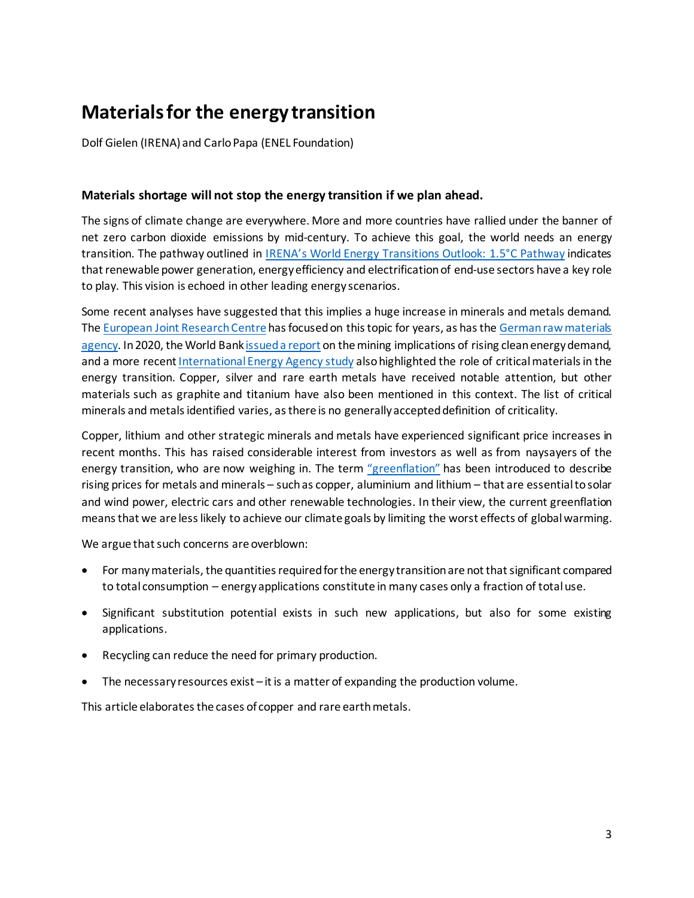# Materials for the energy transition

Dolf Gielen (IRENA) and Carlo Papa (ENEL Foundation)

### Materials shortage will not stop the energy transition if we plan ahead.

The signs of climate change are everywhere. More and more countries have rallied under the banner of net zero carbon dioxide emissions by mid-century. To achieve this goal, the world needs an energy transition. The pathway outlined in IRENA's World Energy Transitions Outlook: 1.5°C Pathway indicates that renewable power generation, energy efficiency and electrification of end-use sectors have a key role to play. This vision is echoed in other leading energy scenarios.

Some recent analyses have suggested that this implies a huge increase in minerals and metals demand. The European Joint Research Centre has focused on this topic for years, as has the German raw materials agency. In 2020, the World Bank issued a report on the mining implications of rising clean energy demand, and a more recent International Energy Agency study also highlighted the role of critical materials in the energy transition. Copper, silver and rare earth metals have received notable attention, but other materials such as graphite and titanium have also been mentioned in this context. The list of critical minerals and metals identified varies, as there is no generally accepted definition of criticality.

Copper, lithium and other strategic minerals and metals have experienced significant price increases in recent months. This has raised considerable interest from investors as well as from naysayers of the energy transition, who are now weighing in. The term "greenflation" has been introduced to describe rising prices for metals and minerals – such as copper, aluminium and lithium – that are essential to solar and wind power, electric cars and other renewable technologies. In their view, the current greenflation means that we are less likely to achieve our climate goals by limiting the worst effects of global warming.

We argue that such concerns are overblown:

- For many materials, the quantities required for the energy transition are not that significant compared to total consumption – energy applications constitute in many cases only a fraction of total use.
- Significant substitution potential exists in such new applications, but also for some existing applications.
- Recycling can reduce the need for primary production.
- The necessary resources exist – it is a matter of expanding the production volume.

This article elaborates the cases of copper and rare earth metals.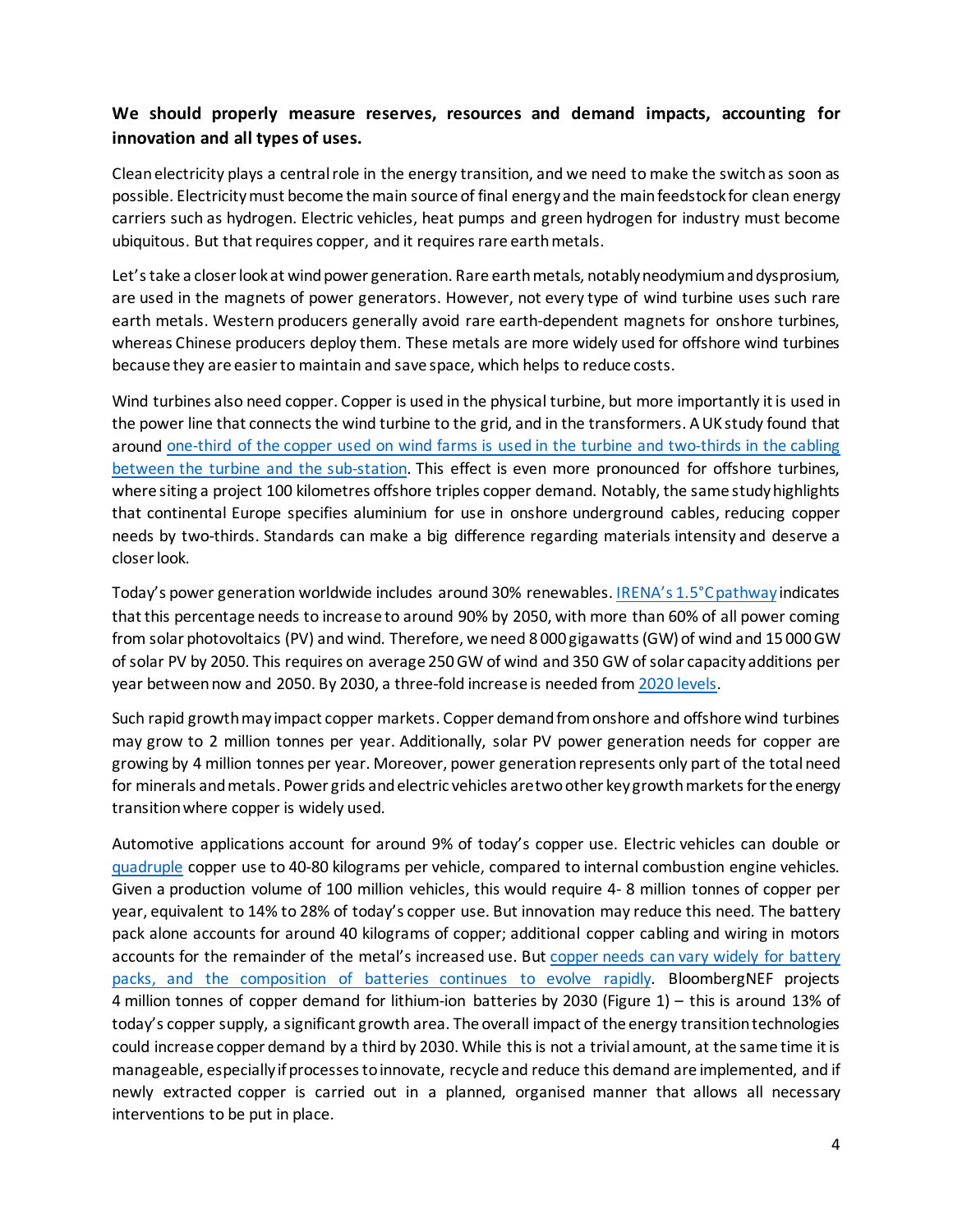**We should properly measure reserves, resources and demand impacts, accounting for innovation and all types of uses.**

Clean electricity plays a central role in the energy transition, and we need to make the switch as soon as possible. Electricity must become the main source of final energy and the main feedstock for clean energy carriers such as hydrogen. Electric vehicles, heat pumps and green hydrogen for industry must become ubiquitous. But that requires copper, and it requires rare earth metals.

Let's take a closer look at wind power generation. Rare earth metals, notably neodymium and dysprosium, are used in the magnets of power generators. However, not every type of wind turbine uses such rare earth metals. Western producers generally avoid rare earth-dependent magnets for onshore turbines, whereas Chinese producers deploy them. These metals are more widely used for offshore wind turbines because they are easier to maintain and save space, which helps to reduce costs.

Wind turbines also need copper. Copper is used in the physical turbine, but more importantly it is used in the power line that connects the wind turbine to the grid, and in the transformers. A UK study found that around one-third of the copper used on wind farms is used in the turbine and two-thirds in the cabling between the turbine and the sub-station. This effect is even more pronounced for offshore turbines, where siting a project 100 kilometres offshore triples copper demand. Notably, the same study highlights that continental Europe specifies aluminium for use in onshore underground cables, reducing copper needs by two-thirds. Standards can make a big difference regarding materials intensity and deserve a closer look.

Today's power generation worldwide includes around 30% renewables. IRENA's 1.5°C pathway indicates that this percentage needs to increase to around 90% by 2050, with more than 60% of all power coming from solar photovoltaics (PV) and wind. Therefore, we need 8 000 gigawatts (GW) of wind and 15 000 GW of solar PV by 2050. This requires on average 250 GW of wind and 350 GW of solar capacity additions per year between now and 2050. By 2030, a three-fold increase is needed from 2020 levels.

Such rapid growth may impact copper markets. Copper demand from onshore and offshore wind turbines may grow to 2 million tonnes per year. Additionally, solar PV power generation needs for copper are growing by 4 million tonnes per year. Moreover, power generation represents only part of the total need for minerals and metals. Power grids and electric vehicles are two other key growth markets for the energy transition where copper is widely used.

Automotive applications account for around 9% of today's copper use. Electric vehicles can double or quadruple copper use to 40-80 kilograms per vehicle, compared to internal combustion engine vehicles. Given a production volume of 100 million vehicles, this would require 4- 8 million tonnes of copper per year, equivalent to 14% to 28% of today's copper use. But innovation may reduce this need. The battery pack alone accounts for around 40 kilograms of copper; additional copper cabling and wiring in motors accounts for the remainder of the metal's increased use. But copper needs can vary widely for battery packs, and the composition of batteries continues to evolve rapidly. BloombergNEF projects 4 million tonnes of copper demand for lithium-ion batteries by 2030 (Figure 1) – this is around 13% of today's copper supply, a significant growth area. The overall impact of the energy transition technologies could increase copper demand by a third by 2030. While this is not a trivial amount, at the same time it is manageable, especially if processes to innovate, recycle and reduce this demand are implemented, and if newly extracted copper is carried out in a planned, organised manner that allows all necessary interventions to be put in place.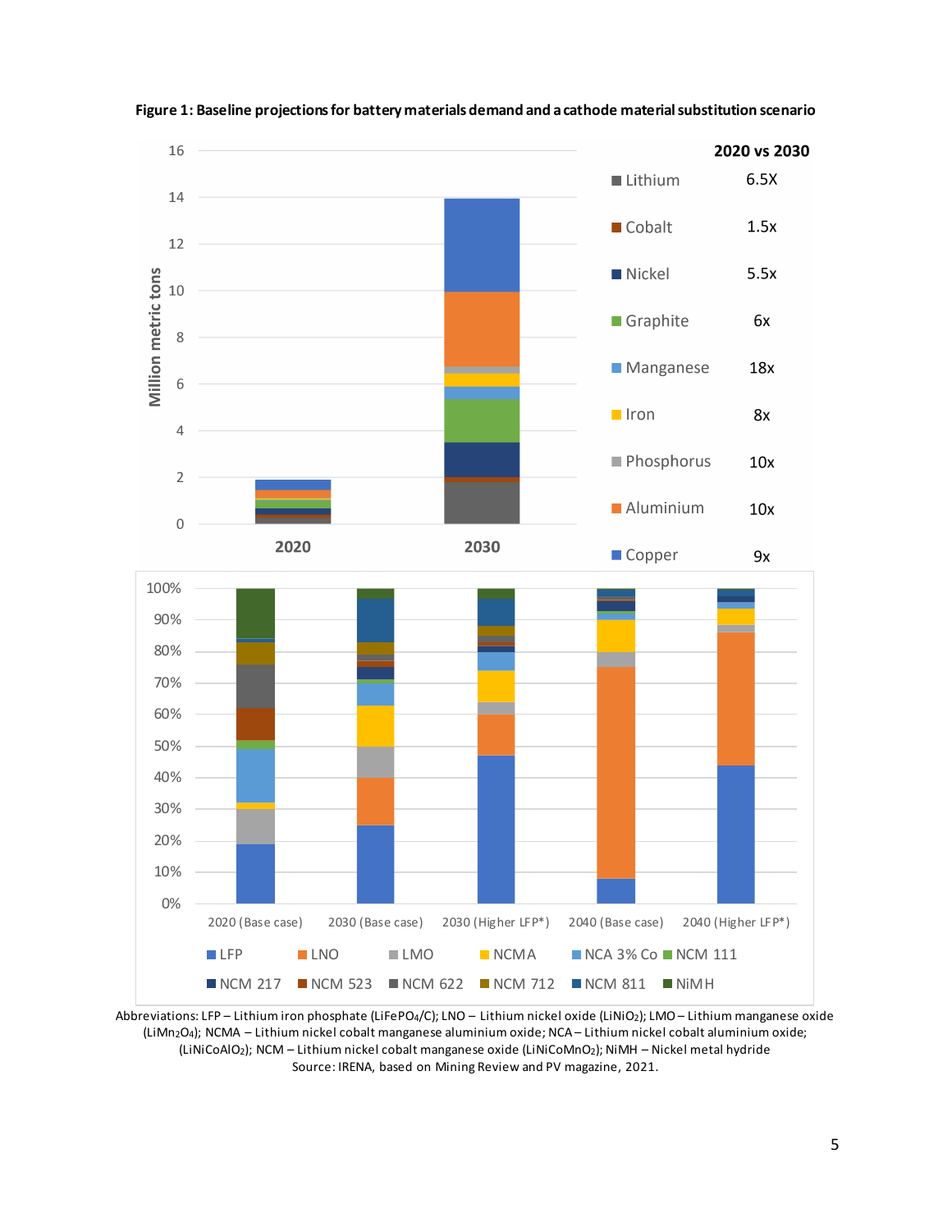**Figure 1: Baseline projections for battery materials demand and a cathode material substitution scenario**

| 2020 vs 2030 | |
|---|---|
| Lithium | 6.5X |
| Cobalt | 1.5x |
| Nickel | 5.5x |
| Graphite | 6x |
| Manganese | 18x |
| Iron | 8x |
| Phosphorus | 10x |
| Aluminium | 10x |
| Copper | 9x |

Abbreviations: LFP – Lithium iron phosphate ($LiFePO_4/C$); LNO – Lithium nickel oxide ($LiNiO_2$); LMO – Lithium manganese oxide ($LiMn_2O_4$); NCMA – Lithium nickel cobalt manganese aluminium oxide; NCA – Lithium nickel cobalt aluminium oxide; ($LiNiCoAlO_2$); NCM – Lithium nickel cobalt manganese oxide ($LiNiCoMnO_2$); NiMH – Nickel metal hydride

Source: IRENA, based on Mining Review and PV magazine, 2021.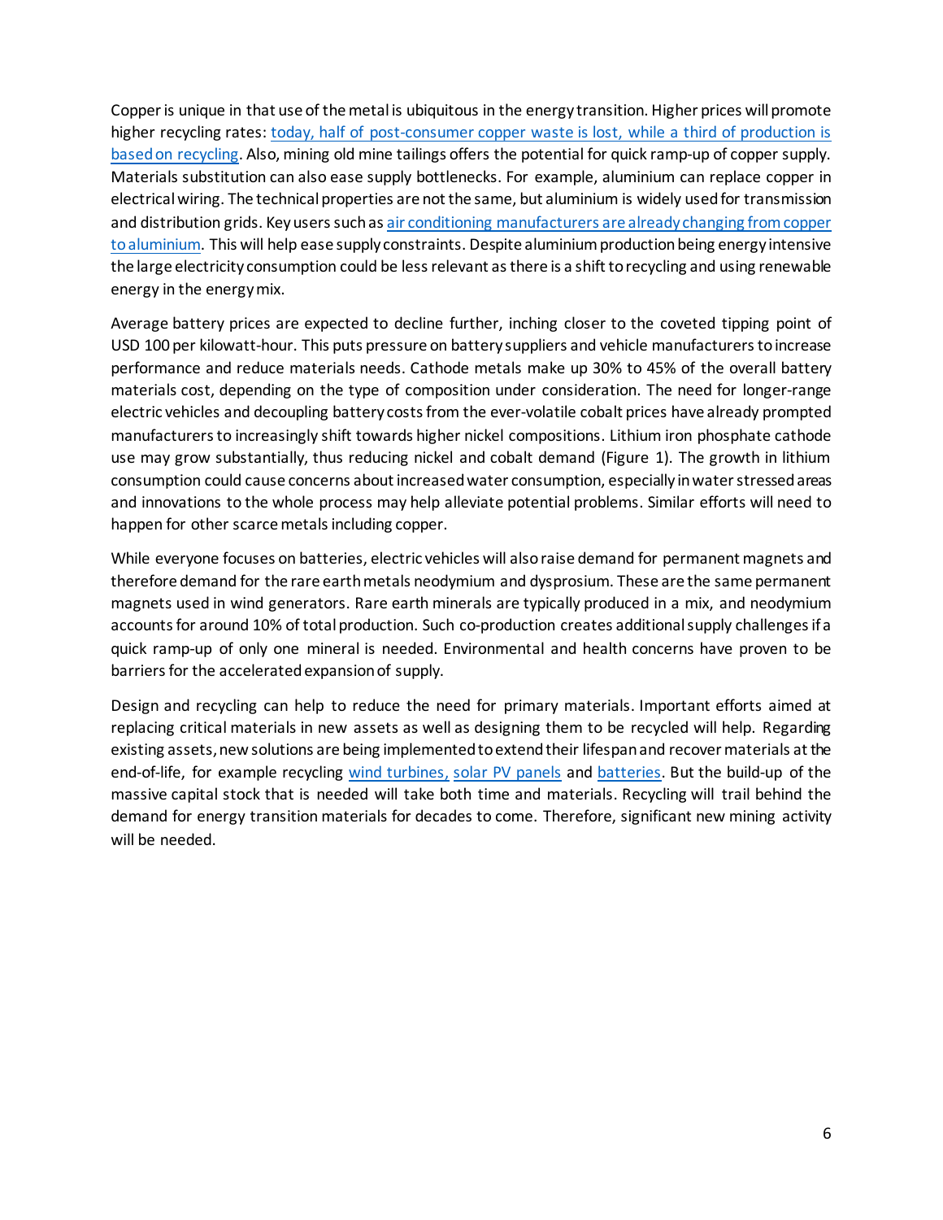Copper is unique in that use of the metal is ubiquitous in the energy transition. Higher prices will promote higher recycling rates: [today, half of post-consumer copper waste is lost, while a third of production is based on recycling](). Also, mining old mine tailings offers the potential for quick ramp-up of copper supply. Materials substitution can also ease supply bottlenecks. For example, aluminium can replace copper in electrical wiring. The technical properties are not the same, but aluminium is widely used for transmission and distribution grids. Key users such as [air conditioning manufacturers are already changing from copper to aluminium](). This will help ease supply constraints. Despite aluminium production being energy intensive the large electricity consumption could be less relevant as there is a shift to recycling and using renewable energy in the energy mix.

Average battery prices are expected to decline further, inching closer to the coveted tipping point of USD 100 per kilowatt-hour. This puts pressure on battery suppliers and vehicle manufacturers to increase performance and reduce materials needs. Cathode metals make up 30% to 45% of the overall battery materials cost, depending on the type of composition under consideration. The need for longer-range electric vehicles and decoupling battery costs from the ever-volatile cobalt prices have already prompted manufacturers to increasingly shift towards higher nickel compositions. Lithium iron phosphate cathode use may grow substantially, thus reducing nickel and cobalt demand (Figure 1). The growth in lithium consumption could cause concerns about increased water consumption, especially in water stressed areas and innovations to the whole process may help alleviate potential problems. Similar efforts will need to happen for other scarce metals including copper.

While everyone focuses on batteries, electric vehicles will also raise demand for permanent magnets and therefore demand for the rare earth metals neodymium and dysprosium. These are the same permanent magnets used in wind generators. Rare earth minerals are typically produced in a mix, and neodymium accounts for around 10% of total production. Such co-production creates additional supply challenges if a quick ramp-up of only one mineral is needed. Environmental and health concerns have proven to be barriers for the accelerated expansion of supply.

Design and recycling can help to reduce the need for primary materials. Important efforts aimed at replacing critical materials in new assets as well as designing them to be recycled will help. Regarding existing assets, new solutions are being implemented to extend their lifespan and recover materials at the end-of-life, for example recycling [wind turbines,]() [solar PV panels]() and [batteries](). But the build-up of the massive capital stock that is needed will take both time and materials. Recycling will trail behind the demand for energy transition materials for decades to come. Therefore, significant new mining activity will be needed.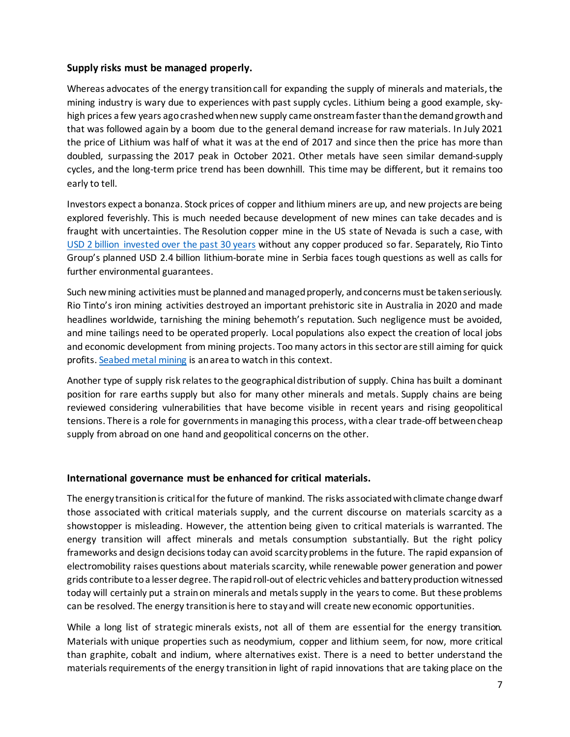## Supply risks must be managed properly.

Whereas advocates of the energy transition call for expanding the supply of minerals and materials, the mining industry is wary due to experiences with past supply cycles. Lithium being a good example, sky-high prices a few years ago crashed when new supply came onstream faster than the demand growth and that was followed again by a boom due to the general demand increase for raw materials. In July 2021 the price of Lithium was half of what it was at the end of 2017 and since then the price has more than doubled, surpassing the 2017 peak in October 2021. Other metals have seen similar demand-supply cycles, and the long-term price trend has been downhill. This time may be different, but it remains too early to tell.

Investors expect a bonanza. Stock prices of copper and lithium miners are up, and new projects are being explored feverishly. This is much needed because development of new mines can take decades and is fraught with uncertainties. The Resolution copper mine in the US state of Nevada is such a case, with USD 2 billion invested over the past 30 years without any copper produced so far. Separately, Rio Tinto Group's planned USD 2.4 billion lithium-borate mine in Serbia faces tough questions as well as calls for further environmental guarantees.

Such new mining activities must be planned and managed properly, and concerns must be taken seriously. Rio Tinto's iron mining activities destroyed an important prehistoric site in Australia in 2020 and made headlines worldwide, tarnishing the mining behemoth's reputation. Such negligence must be avoided, and mine tailings need to be operated properly. Local populations also expect the creation of local jobs and economic development from mining projects. Too many actors in this sector are still aiming for quick profits. Seabed metal mining is an area to watch in this context.

Another type of supply risk relates to the geographical distribution of supply. China has built a dominant position for rare earths supply but also for many other minerals and metals. Supply chains are being reviewed considering vulnerabilities that have become visible in recent years and rising geopolitical tensions. There is a role for governments in managing this process, with a clear trade-off between cheap supply from abroad on one hand and geopolitical concerns on the other.

## International governance must be enhanced for critical materials.

The energy transition is critical for the future of mankind. The risks associated with climate change dwarf those associated with critical materials supply, and the current discourse on materials scarcity as a showstopper is misleading. However, the attention being given to critical materials is warranted. The energy transition will affect minerals and metals consumption substantially. But the right policy frameworks and design decisions today can avoid scarcity problems in the future. The rapid expansion of electromobility raises questions about materials scarcity, while renewable power generation and power grids contribute to a lesser degree. The rapid roll-out of electric vehicles and battery production witnessed today will certainly put a strain on minerals and metals supply in the years to come. But these problems can be resolved. The energy transition is here to stay and will create new economic opportunities.

While a long list of strategic minerals exists, not all of them are essential for the energy transition. Materials with unique properties such as neodymium, copper and lithium seem, for now, more critical than graphite, cobalt and indium, where alternatives exist. There is a need to better understand the materials requirements of the energy transition in light of rapid innovations that are taking place on the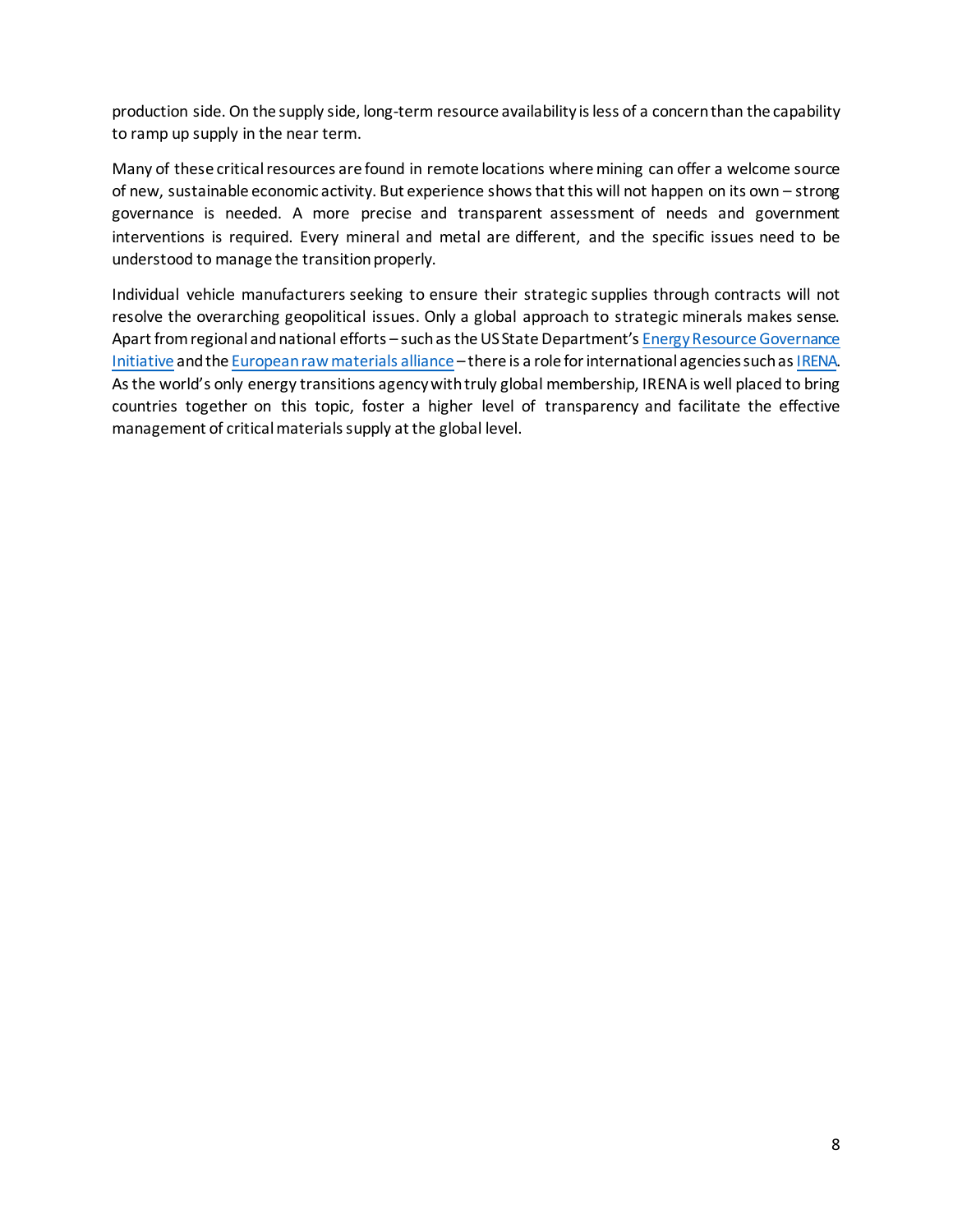production side. On the supply side, long-term resource availability is less of a concern than the capability to ramp up supply in the near term.

Many of these critical resources are found in remote locations where mining can offer a welcome source of new, sustainable economic activity. But experience shows that this will not happen on its own – strong governance is needed. A more precise and transparent assessment of needs and government interventions is required. Every mineral and metal are different, and the specific issues need to be understood to manage the transition properly.

Individual vehicle manufacturers seeking to ensure their strategic supplies through contracts will not resolve the overarching geopolitical issues. Only a global approach to strategic minerals makes sense. Apart from regional and national efforts – such as the US State Department's Energy Resource Governance Initiative and the European raw materials alliance – there is a role for international agencies such as IRENA. As the world's only energy transitions agency with truly global membership, IRENA is well placed to bring countries together on this topic, foster a higher level of transparency and facilitate the effective management of critical materials supply at the global level.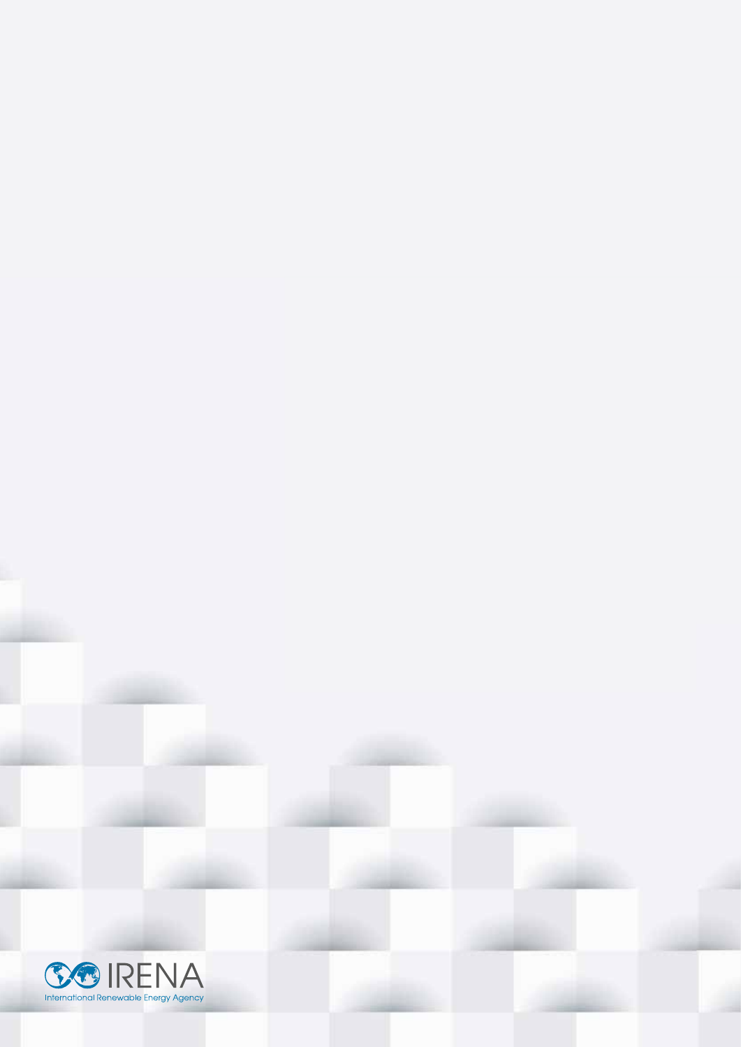IRENA

International Renewable Energy Agency